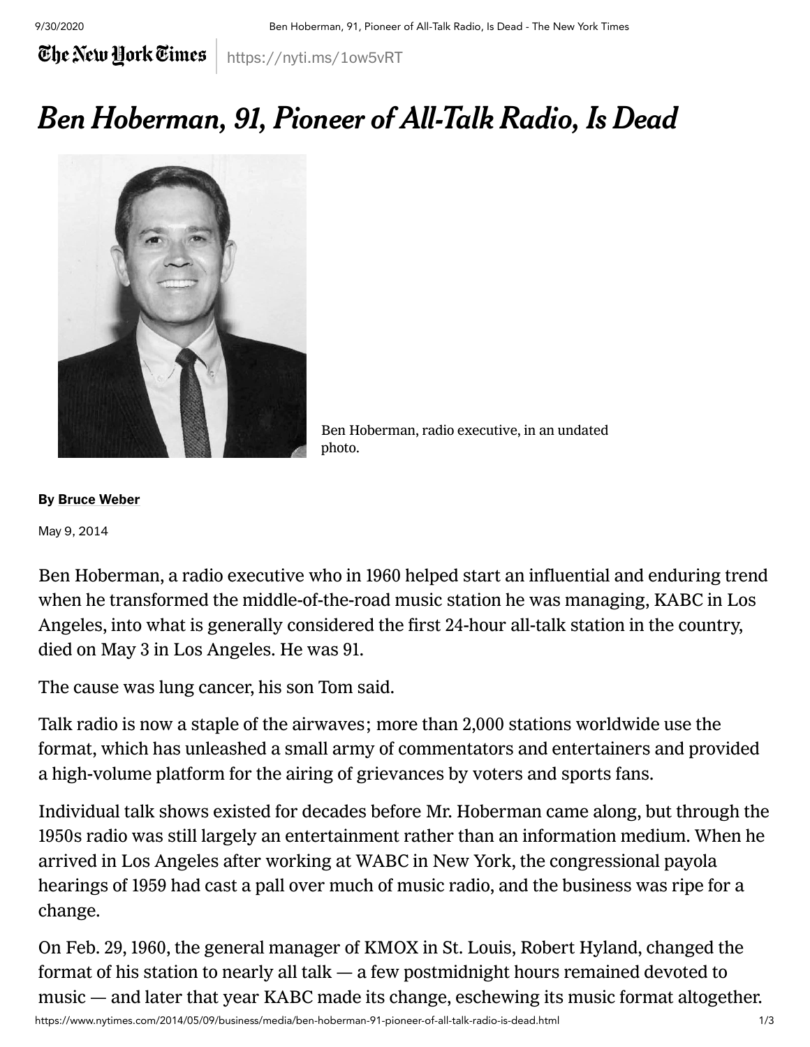# *Ben Hoberman, 91, Pioneer of All-Talk Radio, Is Dead*

Ben Hoberman, radio executive, in an undated photo.

**By Bruce Weber**

May 9, 2014

Ben Hoberman, a radio executive who in 1960 helped start an influential and enduring trend when he transformed the middle-of-the-road music station he was managing, KABC in Los Angeles, into what is generally considered the first 24-hour all-talk station in the country, died on May 3 in Los Angeles. He was 91.

The cause was lung cancer, his son Tom said.

Talk radio is now a staple of the airwaves; more than 2,000 stations worldwide use the format, which has unleashed a small army of commentators and entertainers and provided a high-volume platform for the airing of grievances by voters and sports fans.

Individual talk shows existed for decades before Mr. Hoberman came along, but through the 1950s radio was still largely an entertainment rather than an information medium. When he arrived in Los Angeles after working at WABC in New York, the congressional payola hearings of 1959 had cast a pall over much of music radio, and the business was ripe for a change.

On Feb. 29, 1960, the general manager of KMOX in St. Louis, Robert Hyland, changed the format of his station to nearly all talk — a few postmidnight hours remained devoted to music — and later that year KABC made its change, eschewing its music format altogether.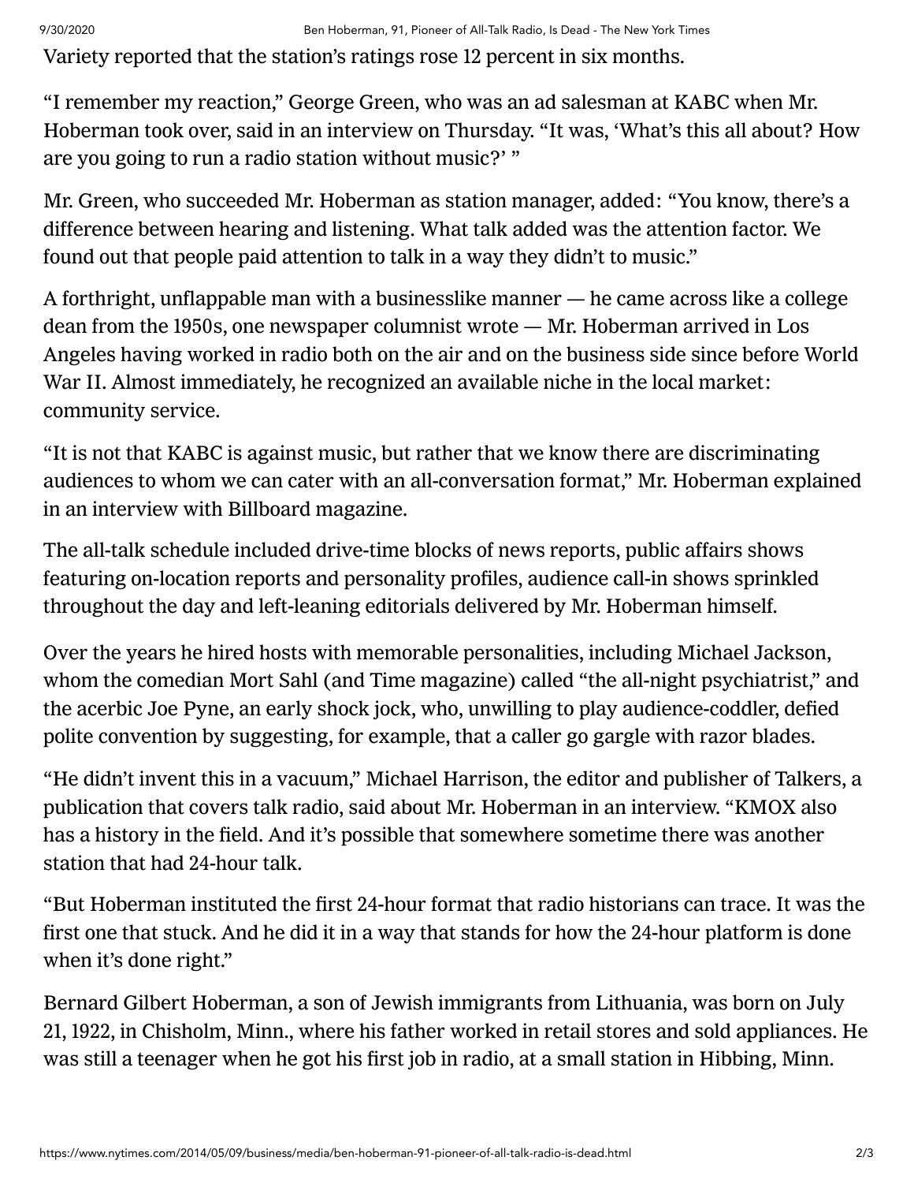Variety reported that the station's ratings rose 12 percent in six months.

"I remember my reaction," George Green, who was an ad salesman at KABC when Mr. Hoberman took over, said in an interview on Thursday. "It was, 'What's this all about? How are you going to run a radio station without music?' "

Mr. Green, who succeeded Mr. Hoberman as station manager, added: "You know, there's a difference between hearing and listening. What talk added was the attention factor. We found out that people paid attention to talk in a way they didn't to music."

A forthright, unflappable man with a businesslike manner — he came across like a college dean from the 1950s, one newspaper columnist wrote — Mr. Hoberman arrived in Los Angeles having worked in radio both on the air and on the business side since before World War II. Almost immediately, he recognized an available niche in the local market: community service.

"It is not that KABC is against music, but rather that we know there are discriminating audiences to whom we can cater with an all-conversation format," Mr. Hoberman explained in an interview with Billboard magazine.

The all-talk schedule included drive-time blocks of news reports, public affairs shows featuring on-location reports and personality profiles, audience call-in shows sprinkled throughout the day and left-leaning editorials delivered by Mr. Hoberman himself.

Over the years he hired hosts with memorable personalities, including Michael Jackson, whom the comedian Mort Sahl (and Time magazine) called "the all-night psychiatrist," and the acerbic Joe Pyne, an early shock jock, who, unwilling to play audience-coddler, defied polite convention by suggesting, for example, that a caller go gargle with razor blades.

"He didn't invent this in a vacuum," Michael Harrison, the editor and publisher of Talkers, a publication that covers talk radio, said about Mr. Hoberman in an interview. "KMOX also has a history in the field. And it's possible that somewhere sometime there was another station that had 24-hour talk.

"But Hoberman instituted the first 24-hour format that radio historians can trace. It was the first one that stuck. And he did it in a way that stands for how the 24-hour platform is done when it's done right."

Bernard Gilbert Hoberman, a son of Jewish immigrants from Lithuania, was born on July 21, 1922, in Chisholm, Minn., where his father worked in retail stores and sold appliances. He was still a teenager when he got his first job in radio, at a small station in Hibbing, Minn.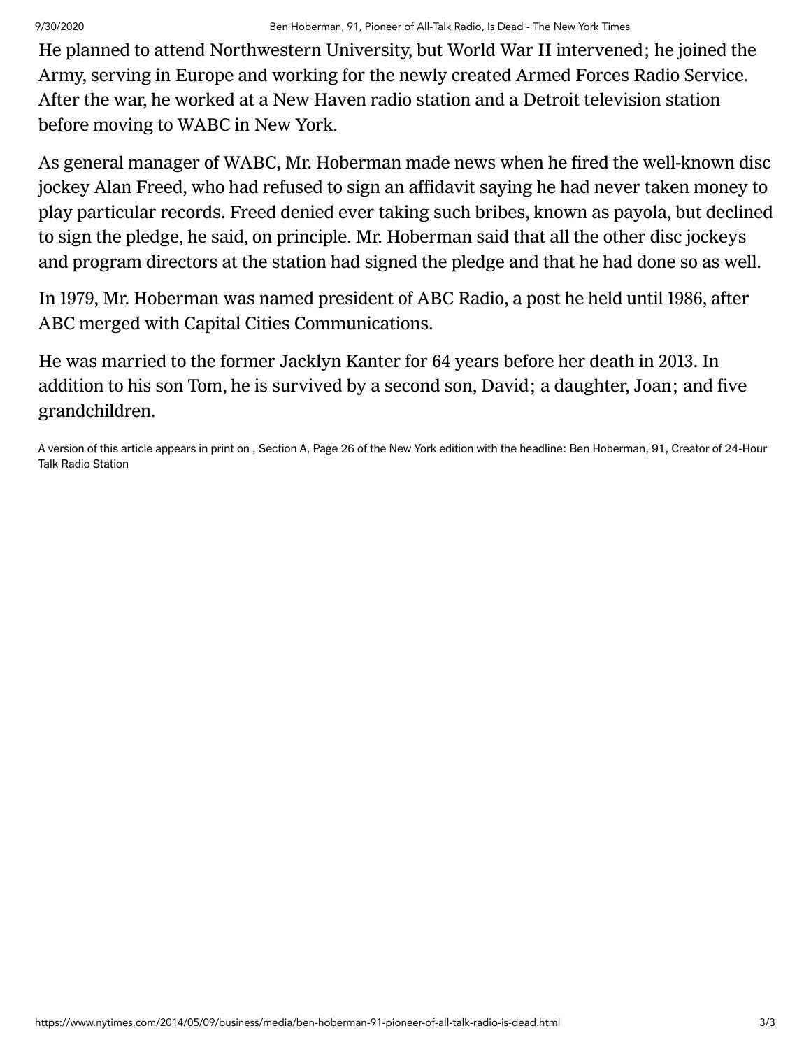He planned to attend Northwestern University, but World War II intervened; he joined the Army, serving in Europe and working for the newly created Armed Forces Radio Service. After the war, he worked at a New Haven radio station and a Detroit television station before moving to WABC in New York.

As general manager of WABC, Mr. Hoberman made news when he fired the well-known disc jockey Alan Freed, who had refused to sign an affidavit saying he had never taken money to play particular records. Freed denied ever taking such bribes, known as payola, but declined to sign the pledge, he said, on principle. Mr. Hoberman said that all the other disc jockeys and program directors at the station had signed the pledge and that he had done so as well.

In 1979, Mr. Hoberman was named president of ABC Radio, a post he held until 1986, after ABC merged with Capital Cities Communications.

He was married to the former Jacklyn Kanter for 64 years before her death in 2013. In addition to his son Tom, he is survived by a second son, David; a daughter, Joan; and five grandchildren.

A version of this article appears in print on , Section A, Page 26 of the New York edition with the headline: Ben Hoberman, 91, Creator of 24-Hour Talk Radio Station